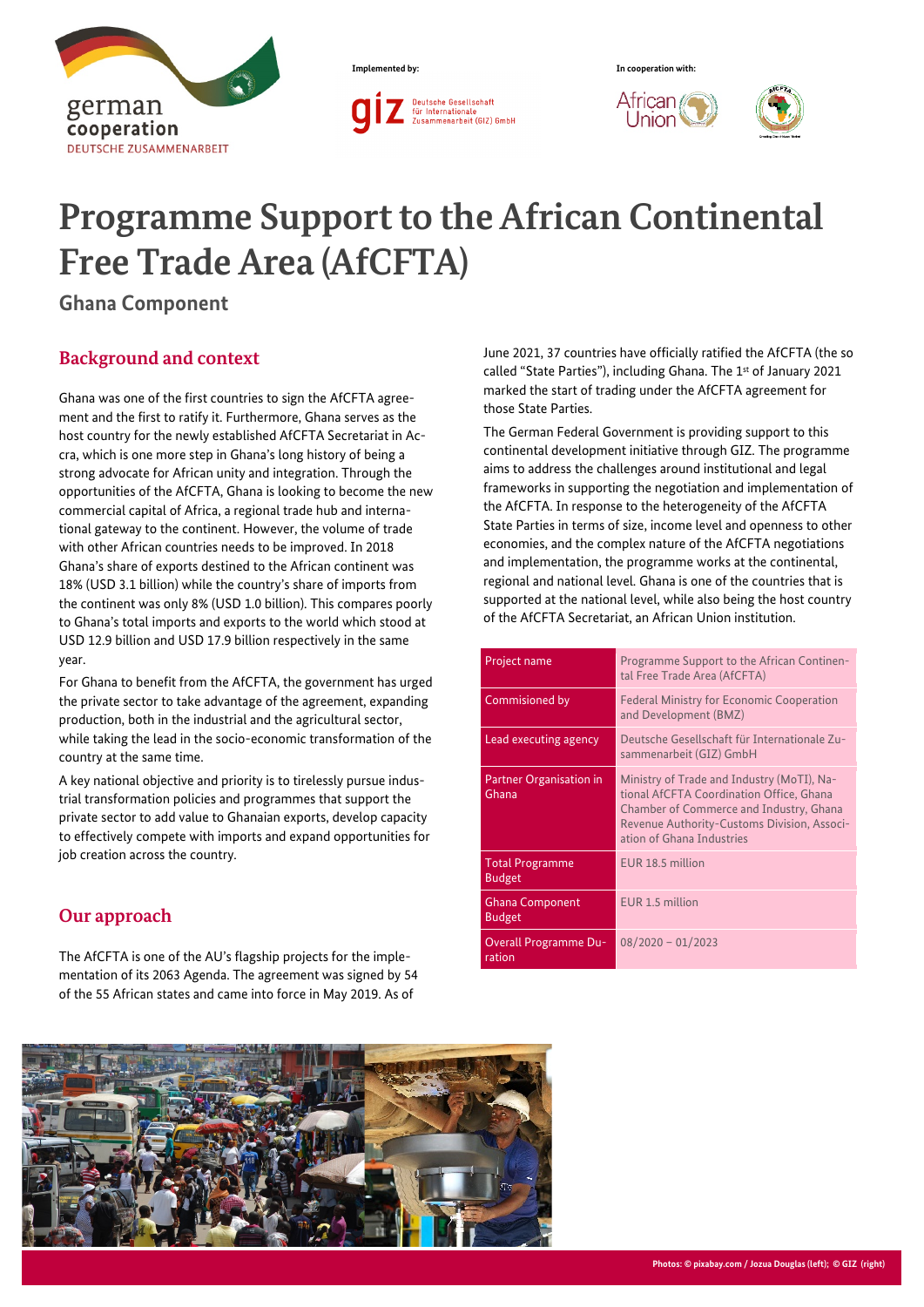Implemented by:

In cooperation with:

# Programme Support to the African Continental Free Trade Area (AfCFTA)

## Ghana Component

### Background and context

Ghana was one of the first countries to sign the AfCFTA agreement and the first to ratify it. Furthermore, Ghana serves as the host country for the newly established AfCFTA Secretariat in Accra, which is one more step in Ghana's long history of being a strong advocate for African unity and integration. Through the opportunities of the AfCFTA, Ghana is looking to become the new commercial capital of Africa, a regional trade hub and international gateway to the continent. However, the volume of trade with other African countries needs to be improved. In 2018 Ghana's share of exports destined to the African continent was 18% (USD 3.1 billion) while the country's share of imports from the continent was only 8% (USD 1.0 billion). This compares poorly to Ghana's total imports and exports to the world which stood at USD 12.9 billion and USD 17.9 billion respectively in the same year.

For Ghana to benefit from the AfCFTA, the government has urged the private sector to take advantage of the agreement, expanding production, both in the industrial and the agricultural sector, while taking the lead in the socio-economic transformation of the country at the same time.

A key national objective and priority is to tirelessly pursue industrial transformation policies and programmes that support the private sector to add value to Ghanaian exports, develop capacity to effectively compete with imports and expand opportunities for job creation across the country.

### Our approach

The AfCFTA is one of the AU's flagship projects for the implementation of its 2063 Agenda. The agreement was signed by 54 of the 55 African states and came into force in May 2019. As of June 2021, 37 countries have officially ratified the AfCFTA (the so called "State Parties"), including Ghana. The 1st of January 2021 marked the start of trading under the AfCFTA agreement for those State Parties.

The German Federal Government is providing support to this continental development initiative through GIZ. The programme aims to address the challenges around institutional and legal frameworks in supporting the negotiation and implementation of the AfCFTA. In response to the heterogeneity of the AfCFTA State Parties in terms of size, income level and openness to other economies, and the complex nature of the AfCFTA negotiations and implementation, the programme works at the continental, regional and national level. Ghana is one of the countries that is supported at the national level, while also being the host country of the AfCFTA Secretariat, an African Union institution.

| | |
|---|---|
| Project name | Programme Support to the African Continental Free Trade Area (AfCFTA) |
| Commissioned by | Federal Ministry for Economic Cooperation and Development (BMZ) |
| Lead executing agency | Deutsche Gesellschaft für Internationale Zusammenarbeit (GIZ) GmbH |
| Partner Organisation in Ghana | Ministry of Trade and Industry (MoTI), National AfCFTA Coordination Office, Ghana Chamber of Commerce and Industry, Ghana Revenue Authority-Customs Division, Association of Ghana Industries |
| Total Programme Budget | EUR 18.5 million |
| Ghana Component Budget | EUR 1.5 million |
| Overall Programme Duration | 08/2020 – 01/2023 |

Photos: © pixabay.com / Jozua Douglas (left); © GIZ (right)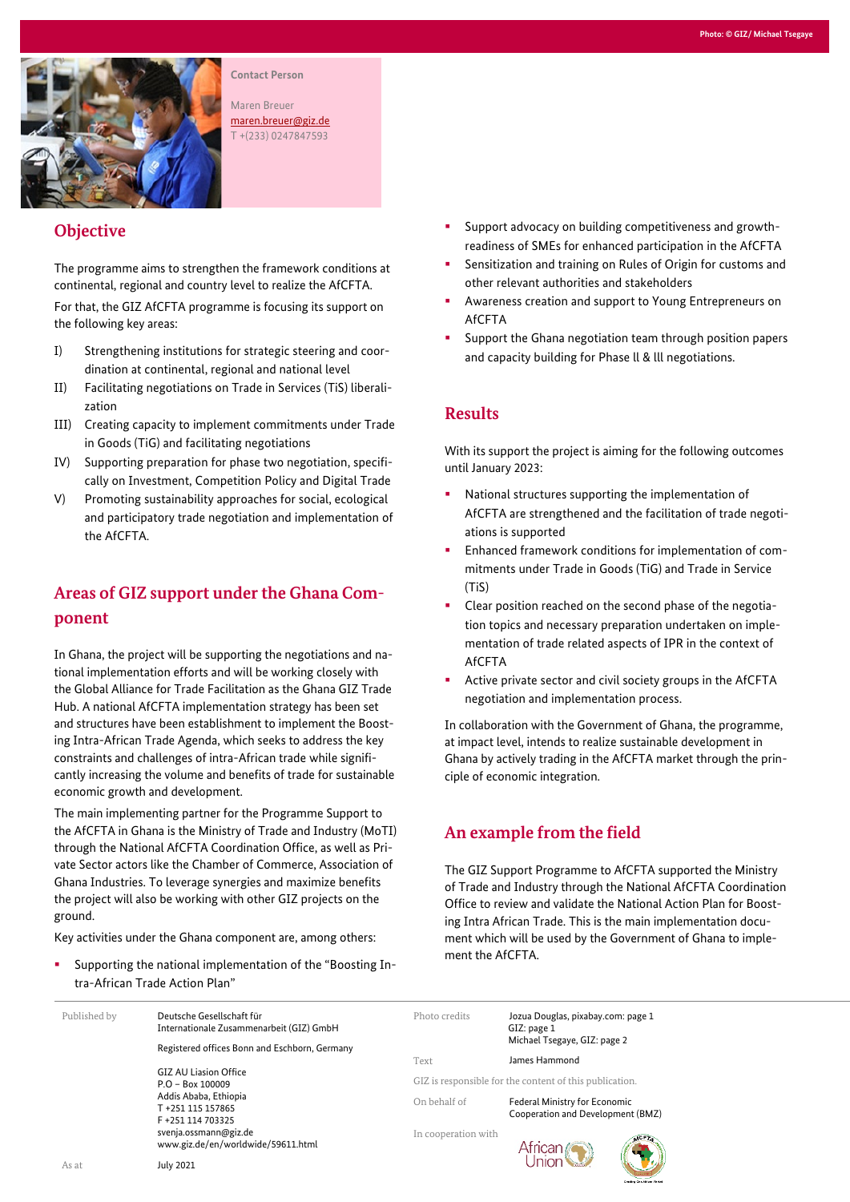Photo: © GIZ/ Michael Tsegaye

**Contact Person**

Maren Breuer
maren.breuer@giz.de
T +(233) 0247847593

## Objective

The programme aims to strengthen the framework conditions at continental, regional and country level to realize the AfCFTA.

For that, the GIZ AfCFTA programme is focusing its support on the following key areas:

I) Strengthening institutions for strategic steering and coordination at continental, regional and national level
II) Facilitating negotiations on Trade in Services (TiS) liberalization
III) Creating capacity to implement commitments under Trade in Goods (TiG) and facilitating negotiations
IV) Supporting preparation for phase two negotiation, specifically on Investment, Competition Policy and Digital Trade
V) Promoting sustainability approaches for social, ecological and participatory trade negotiation and implementation of the AfCFTA.

## Areas of GIZ support under the Ghana Component

In Ghana, the project will be supporting the negotiations and national implementation efforts and will be working closely with the Global Alliance for Trade Facilitation as the Ghana GIZ Trade Hub. A national AfCFTA implementation strategy has been set and structures have been established to implement the Boosting Intra-African Trade Agenda, which seeks to address the key constraints and challenges of intra-African trade while significantly increasing the volume and benefits of trade for sustainable economic growth and development.

The main implementing partner for the Programme Support to the AfCFTA in Ghana is the Ministry of Trade and Industry (MoTI) through the National AfCFTA Coordination Office, as well as Private Sector actors like the Chamber of Commerce, Association of Ghana Industries. To leverage synergies and maximize benefits the project will also be working with other GIZ projects on the ground.

Key activities under the Ghana component are, among others:

- Supporting the national implementation of the “Boosting Intra-African Trade Action Plan”
- Support advocacy on building competitiveness and growth-readiness of SMEs for enhanced participation in the AfCFTA
- Sensitization and training on Rules of Origin for customs and other relevant authorities and stakeholders
- Awareness creation and support to Young Entrepreneurs on AfCFTA
- Support the Ghana negotiation team through position papers and capacity building for Phase ll & lll negotiations.

## Results

With its support the project is aiming for the following outcomes until January 2023:

- National structures supporting the implementation of AfCFTA are strengthened and the facilitation of trade negotiations is supported
- Enhanced framework conditions for implementation of commitments under Trade in Goods (TiG) and Trade in Service (TiS)
- Clear position reached on the second phase of the negotiation topics and necessary preparation undertaken on implementation of trade related aspects of IPR in the context of AfCFTA
- Active private sector and civil society groups in the AfCFTA negotiation and implementation process.

In collaboration with the Government of Ghana, the programme, at impact level, intends to realize sustainable development in Ghana by actively trading in the AfCFTA market through the principle of economic integration.

## An example from the field

The GIZ Support Programme to AfCFTA supported the Ministry of Trade and Industry through the National AfCFTA Coordination Office to review and validate the National Action Plan for Boosting Intra African Trade. This is the main implementation document which will be used by the Government of Ghana to implement the AfCFTA.

---

| | |
|---|---|
| Published by | Deutsche Gesellschaft für Internationale Zusammenarbeit (GIZ) GmbH<br>Registered offices Bonn and Eschborn, Germany<br>GIZ AU Liasion Office<br>P.O – Box 100009<br>Addis Ababa, Ethiopia<br>T +251 115 157865<br>F +251 114 703325<br>svenja.ossmann@giz.de<br>www.giz.de/en/worldwide/59611.html |
| As at | July 2021 |
| Photo credits | Jozua Douglas, pixabay.com: page 1<br>GIZ: page 1<br>Michael Tsegaye, GIZ: page 2 |
| Text | James Hammond |

GIZ is responsible for the content of this publication.

| | |
|---|---|
| On behalf of | Federal Ministry for Economic Cooperation and Development (BMZ) |
| In cooperation with | African Union |